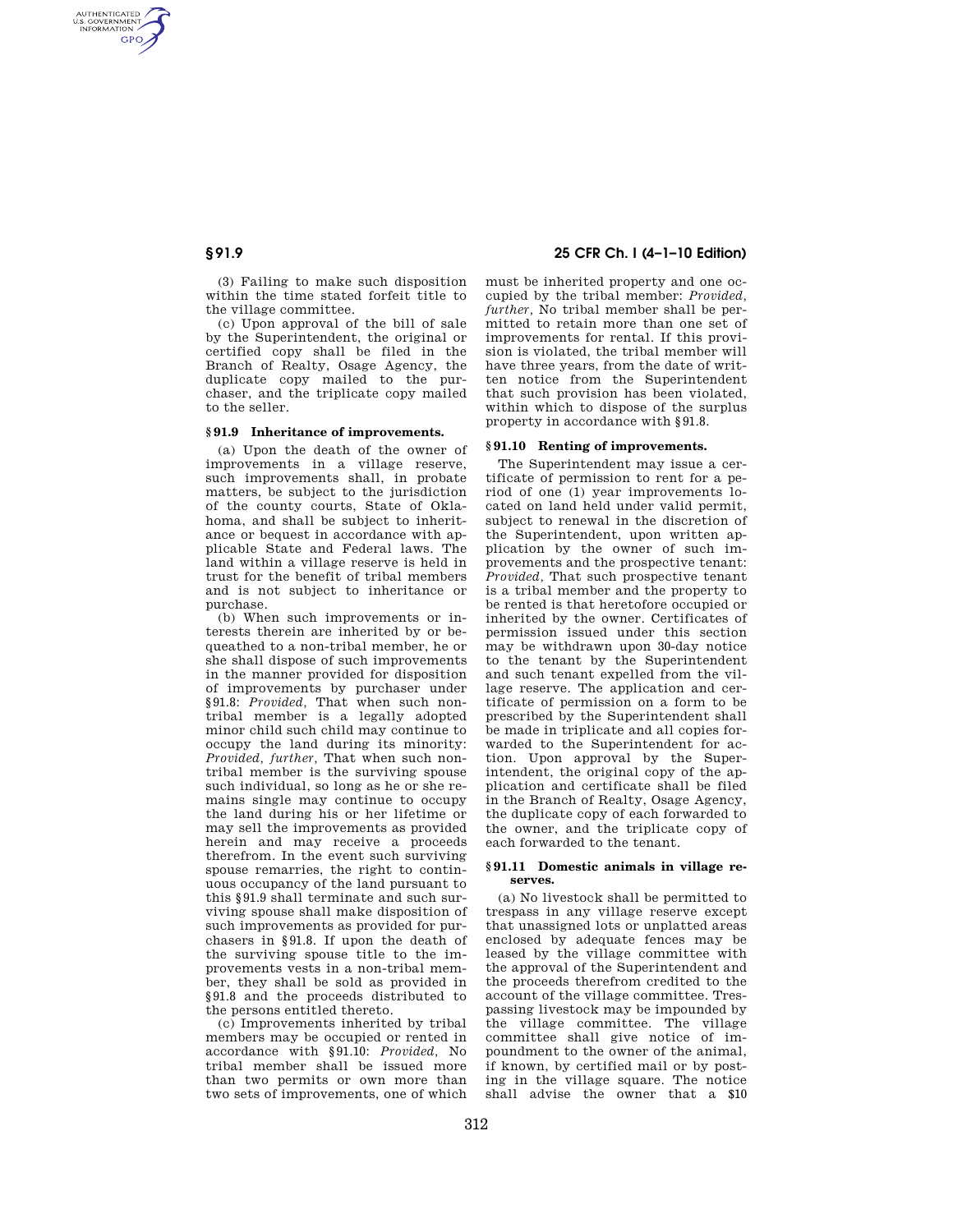(3) Failing to make such disposition within the time stated forfeit title to the village committee.

(c) Upon approval of the bill of sale by the Superintendent, the original or certified copy shall be filed in the Branch of Realty, Osage Agency, the duplicate copy mailed to the purchaser, and the triplicate copy mailed to the seller.

### § 91.9 Inheritance of improvements.

(a) Upon the death of the owner of improvements in a village reserve, such improvements shall, in probate matters, be subject to the jurisdiction of the county courts, State of Oklahoma, and shall be subject to inheritance or bequest in accordance with applicable State and Federal laws. The land within a village reserve is held in trust for the benefit of tribal members and is not subject to inheritance or purchase.

(b) When such improvements or interests therein are inherited by or bequeathed to a non-tribal member, he or she shall dispose of such improvements in the manner provided for disposition of improvements by purchaser under §91.8: *Provided,* That when such non-tribal member is a legally adopted minor child such child may continue to occupy the land during its minority: *Provided, further,* That when such non-tribal member is the surviving spouse such individual, so long as he or she remains single may continue to occupy the land during his or her lifetime or may sell the improvements as provided herein and may receive a proceeds therefrom. In the event such surviving spouse remarries, the right to continuous occupancy of the land pursuant to this §91.9 shall terminate and such surviving spouse shall make disposition of such improvements as provided for purchasers in §91.8. If upon the death of the surviving spouse title to the improvements vests in a non-tribal member, they shall be sold as provided in §91.8 and the proceeds distributed to the persons entitled thereto.

(c) Improvements inherited by tribal members may be occupied or rented in accordance with §91.10: *Provided,* No tribal member shall be issued more than two permits or own more than two sets of improvements, one of which must be inherited property and one occupied by the tribal member: *Provided, further,* No tribal member shall be permitted to retain more than one set of improvements for rental. If this provision is violated, the tribal member will have three years, from the date of written notice from the Superintendent that such provision has been violated, within which to dispose of the surplus property in accordance with §91.8.

### § 91.10 Renting of improvements.

The Superintendent may issue a certificate of permission to rent for a period of one (1) year improvements located on land held under valid permit, subject to renewal in the discretion of the Superintendent, upon written application by the owner of such improvements and the prospective tenant: *Provided,* That such prospective tenant is a tribal member and the property to be rented is that heretofore occupied or inherited by the owner. Certificates of permission issued under this section may be withdrawn upon 30-day notice to the tenant by the Superintendent and such tenant expelled from the village reserve. The application and certificate of permission on a form to be prescribed by the Superintendent shall be made in triplicate and all copies forwarded to the Superintendent for action. Upon approval by the Superintendent, the original copy of the application and certificate shall be filed in the Branch of Realty, Osage Agency, the duplicate copy of each forwarded to the owner, and the triplicate copy of each forwarded to the tenant.

### § 91.11 Domestic animals in village reserves.

(a) No livestock shall be permitted to trespass in any village reserve except that unassigned lots or unplatted areas enclosed by adequate fences may be leased by the village committee with the approval of the Superintendent and the proceeds therefrom credited to the account of the village committee. Trespassing livestock may be impounded by the village committee. The village committee shall give notice of impoundment to the owner of the animal, if known, by certified mail or by posting in the village square. The notice shall advise the owner that a $10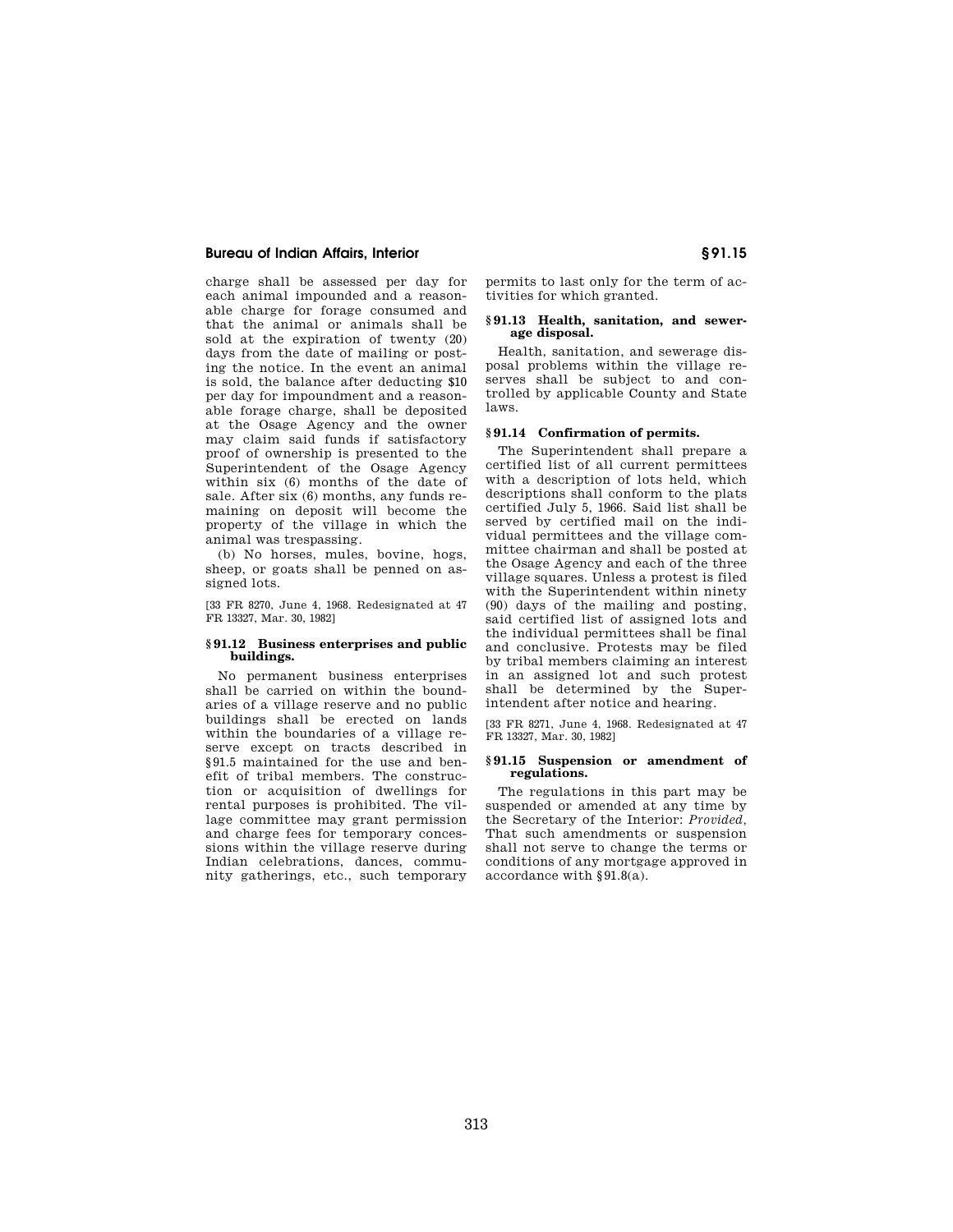charge shall be assessed per day for each animal impounded and a reasonable charge for forage consumed and that the animal or animals shall be sold at the expiration of twenty (20) days from the date of mailing or posting the notice. In the event an animal is sold, the balance after deducting $10 per day for impoundment and a reasonable forage charge, shall be deposited at the Osage Agency and the owner may claim said funds if satisfactory proof of ownership is presented to the Superintendent of the Osage Agency within six (6) months of the date of sale. After six (6) months, any funds remaining on deposit will become the property of the village in which the animal was trespassing.

(b) No horses, mules, bovine, hogs, sheep, or goats shall be penned on assigned lots.

[33 FR 8270, June 4, 1968. Redesignated at 47 FR 13327, Mar. 30, 1982]

### § 91.12 Business enterprises and public buildings.

No permanent business enterprises shall be carried on within the boundaries of a village reserve and no public buildings shall be erected on lands within the boundaries of a village reserve except on tracts described in §91.5 maintained for the use and benefit of tribal members. The construction or acquisition of dwellings for rental purposes is prohibited. The village committee may grant permission and charge fees for temporary concessions within the village reserve during Indian celebrations, dances, community gatherings, etc., such temporary permits to last only for the term of activities for which granted.

### § 91.13 Health, sanitation, and sewerage disposal.

Health, sanitation, and sewerage disposal problems within the village reserves shall be subject to and controlled by applicable County and State laws.

### § 91.14 Confirmation of permits.

The Superintendent shall prepare a certified list of all current permittees with a description of lots held, which descriptions shall conform to the plats certified July 5, 1966. Said list shall be served by certified mail on the individual permittees and the village committee chairman and shall be posted at the Osage Agency and each of the three village squares. Unless a protest is filed with the Superintendent within ninety (90) days of the mailing and posting, said certified list of assigned lots and the individual permittees shall be final and conclusive. Protests may be filed by tribal members claiming an interest in an assigned lot and such protest shall be determined by the Superintendent after notice and hearing.

[33 FR 8271, June 4, 1968. Redesignated at 47 FR 13327, Mar. 30, 1982]

### § 91.15 Suspension or amendment of regulations.

The regulations in this part may be suspended or amended at any time by the Secretary of the Interior: *Provided,* That such amendments or suspension shall not serve to change the terms or conditions of any mortgage approved in accordance with §91.8(a).